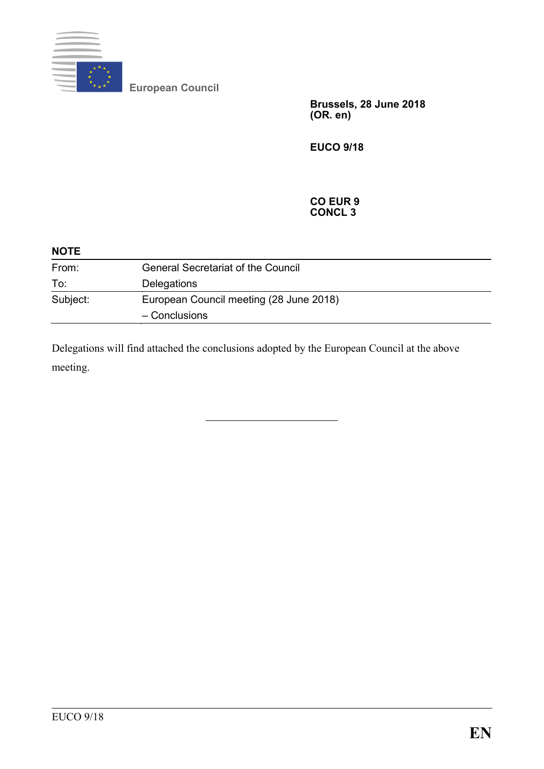European Council

**Brussels, 28 June 2018**
**(OR. en)**

**EUCO 9/18**

**CO EUR 9**
**CONCL 3**

**NOTE**

| From: | General Secretariat of the Council |
| --- | --- |
| To: | Delegations |
| Subject: | European Council meeting (28 June 2018) – Conclusions |

Delegations will find attached the conclusions adopted by the European Council at the above meeting.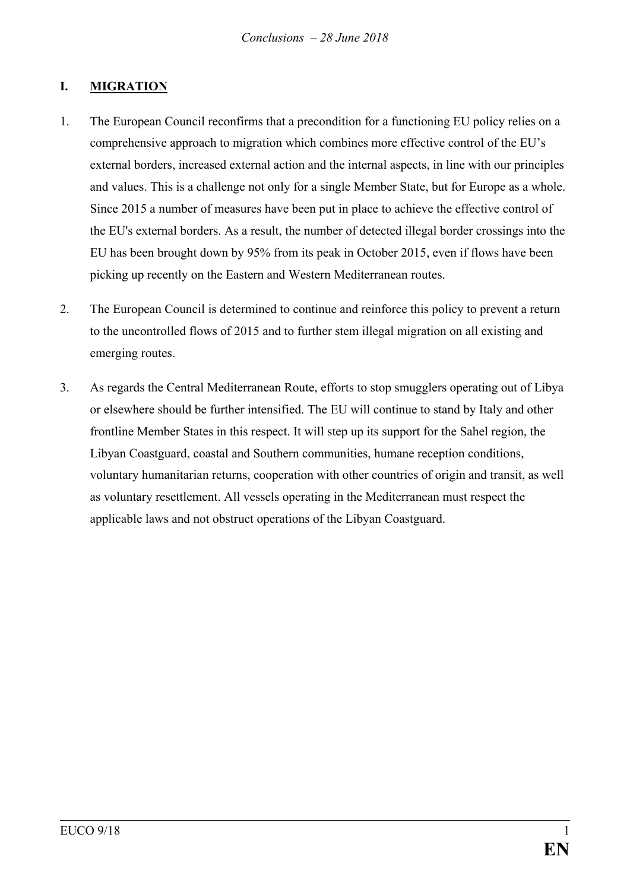## I. MIGRATION

1. The European Council reconfirms that a precondition for a functioning EU policy relies on a comprehensive approach to migration which combines more effective control of the EU's external borders, increased external action and the internal aspects, in line with our principles and values. This is a challenge not only for a single Member State, but for Europe as a whole. Since 2015 a number of measures have been put in place to achieve the effective control of the EU's external borders. As a result, the number of detected illegal border crossings into the EU has been brought down by 95% from its peak in October 2015, even if flows have been picking up recently on the Eastern and Western Mediterranean routes.

2. The European Council is determined to continue and reinforce this policy to prevent a return to the uncontrolled flows of 2015 and to further stem illegal migration on all existing and emerging routes.

3. As regards the Central Mediterranean Route, efforts to stop smugglers operating out of Libya or elsewhere should be further intensified. The EU will continue to stand by Italy and other frontline Member States in this respect. It will step up its support for the Sahel region, the Libyan Coastguard, coastal and Southern communities, humane reception conditions, voluntary humanitarian returns, cooperation with other countries of origin and transit, as well as voluntary resettlement. All vessels operating in the Mediterranean must respect the applicable laws and not obstruct operations of the Libyan Coastguard.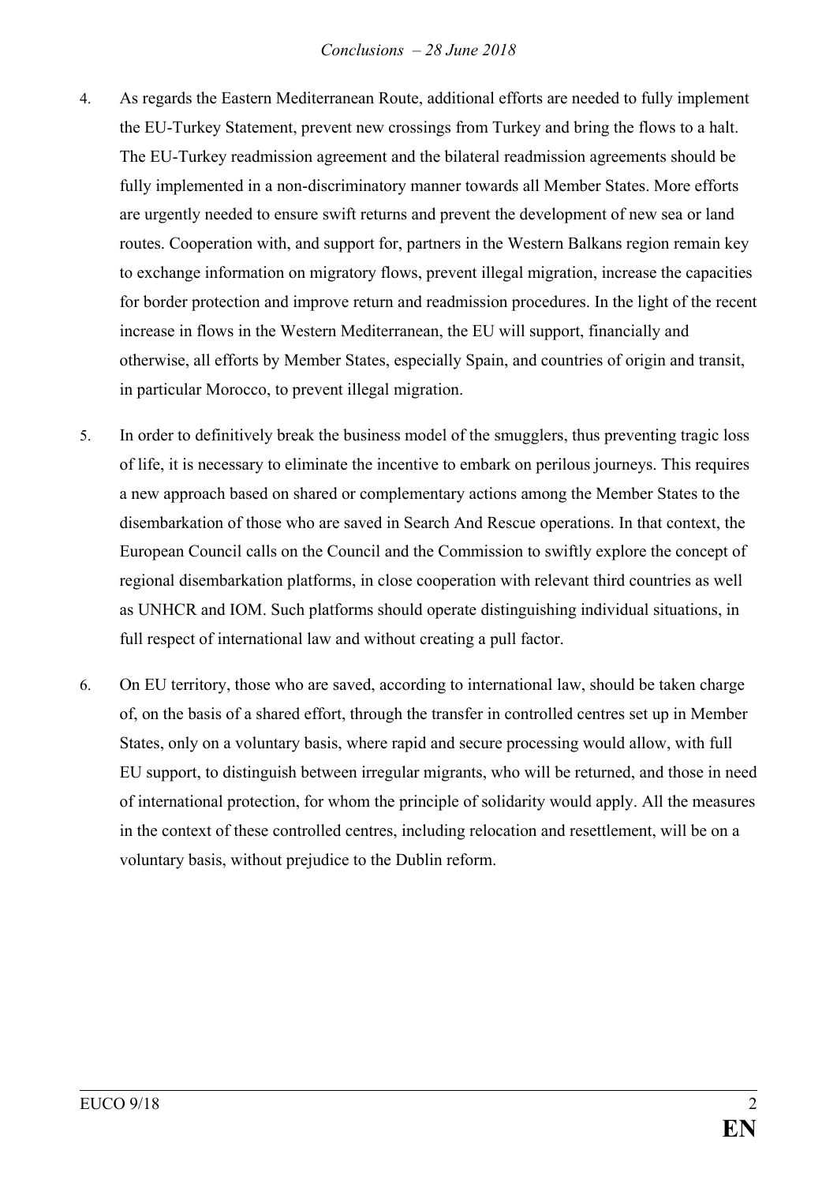4. As regards the Eastern Mediterranean Route, additional efforts are needed to fully implement the EU-Turkey Statement, prevent new crossings from Turkey and bring the flows to a halt. The EU-Turkey readmission agreement and the bilateral readmission agreements should be fully implemented in a non-discriminatory manner towards all Member States. More efforts are urgently needed to ensure swift returns and prevent the development of new sea or land routes. Cooperation with, and support for, partners in the Western Balkans region remain key to exchange information on migratory flows, prevent illegal migration, increase the capacities for border protection and improve return and readmission procedures. In the light of the recent increase in flows in the Western Mediterranean, the EU will support, financially and otherwise, all efforts by Member States, especially Spain, and countries of origin and transit, in particular Morocco, to prevent illegal migration.

5. In order to definitively break the business model of the smugglers, thus preventing tragic loss of life, it is necessary to eliminate the incentive to embark on perilous journeys. This requires a new approach based on shared or complementary actions among the Member States to the disembarkation of those who are saved in Search And Rescue operations. In that context, the European Council calls on the Council and the Commission to swiftly explore the concept of regional disembarkation platforms, in close cooperation with relevant third countries as well as UNHCR and IOM. Such platforms should operate distinguishing individual situations, in full respect of international law and without creating a pull factor.

6. On EU territory, those who are saved, according to international law, should be taken charge of, on the basis of a shared effort, through the transfer in controlled centres set up in Member States, only on a voluntary basis, where rapid and secure processing would allow, with full EU support, to distinguish between irregular migrants, who will be returned, and those in need of international protection, for whom the principle of solidarity would apply. All the measures in the context of these controlled centres, including relocation and resettlement, will be on a voluntary basis, without prejudice to the Dublin reform.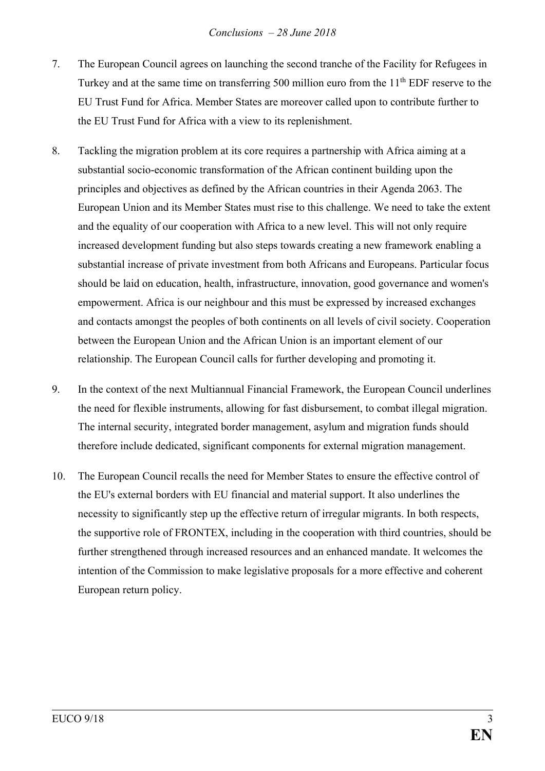7. The European Council agrees on launching the second tranche of the Facility for Refugees in Turkey and at the same time on transferring 500 million euro from the 11th EDF reserve to the EU Trust Fund for Africa. Member States are moreover called upon to contribute further to the EU Trust Fund for Africa with a view to its replenishment.

8. Tackling the migration problem at its core requires a partnership with Africa aiming at a substantial socio-economic transformation of the African continent building upon the principles and objectives as defined by the African countries in their Agenda 2063. The European Union and its Member States must rise to this challenge. We need to take the extent and the equality of our cooperation with Africa to a new level. This will not only require increased development funding but also steps towards creating a new framework enabling a substantial increase of private investment from both Africans and Europeans. Particular focus should be laid on education, health, infrastructure, innovation, good governance and women's empowerment. Africa is our neighbour and this must be expressed by increased exchanges and contacts amongst the peoples of both continents on all levels of civil society. Cooperation between the European Union and the African Union is an important element of our relationship. The European Council calls for further developing and promoting it.

9. In the context of the next Multiannual Financial Framework, the European Council underlines the need for flexible instruments, allowing for fast disbursement, to combat illegal migration. The internal security, integrated border management, asylum and migration funds should therefore include dedicated, significant components for external migration management.

10. The European Council recalls the need for Member States to ensure the effective control of the EU's external borders with EU financial and material support. It also underlines the necessity to significantly step up the effective return of irregular migrants. In both respects, the supportive role of FRONTEX, including in the cooperation with third countries, should be further strengthened through increased resources and an enhanced mandate. It welcomes the intention of the Commission to make legislative proposals for a more effective and coherent European return policy.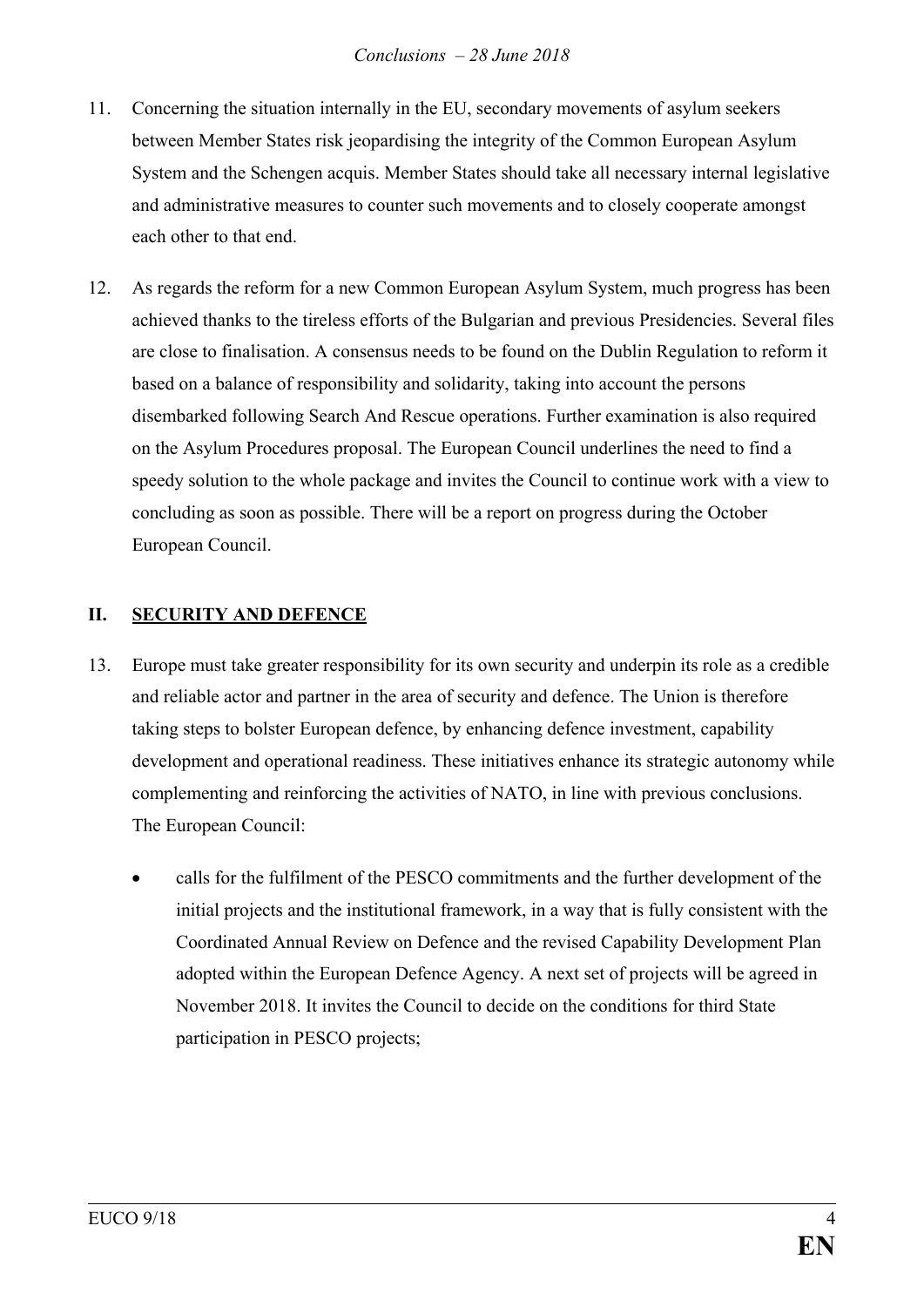11. Concerning the situation internally in the EU, secondary movements of asylum seekers between Member States risk jeopardising the integrity of the Common European Asylum System and the Schengen acquis. Member States should take all necessary internal legislative and administrative measures to counter such movements and to closely cooperate amongst each other to that end.

12. As regards the reform for a new Common European Asylum System, much progress has been achieved thanks to the tireless efforts of the Bulgarian and previous Presidencies. Several files are close to finalisation. A consensus needs to be found on the Dublin Regulation to reform it based on a balance of responsibility and solidarity, taking into account the persons disembarked following Search And Rescue operations. Further examination is also required on the Asylum Procedures proposal. The European Council underlines the need to find a speedy solution to the whole package and invites the Council to continue work with a view to concluding as soon as possible. There will be a report on progress during the October European Council.

## II. SECURITY AND DEFENCE

13. Europe must take greater responsibility for its own security and underpin its role as a credible and reliable actor and partner in the area of security and defence. The Union is therefore taking steps to bolster European defence, by enhancing defence investment, capability development and operational readiness. These initiatives enhance its strategic autonomy while complementing and reinforcing the activities of NATO, in line with previous conclusions. The European Council:

    - calls for the fulfilment of the PESCO commitments and the further development of the initial projects and the institutional framework, in a way that is fully consistent with the Coordinated Annual Review on Defence and the revised Capability Development Plan adopted within the European Defence Agency. A next set of projects will be agreed in November 2018. It invites the Council to decide on the conditions for third State participation in PESCO projects;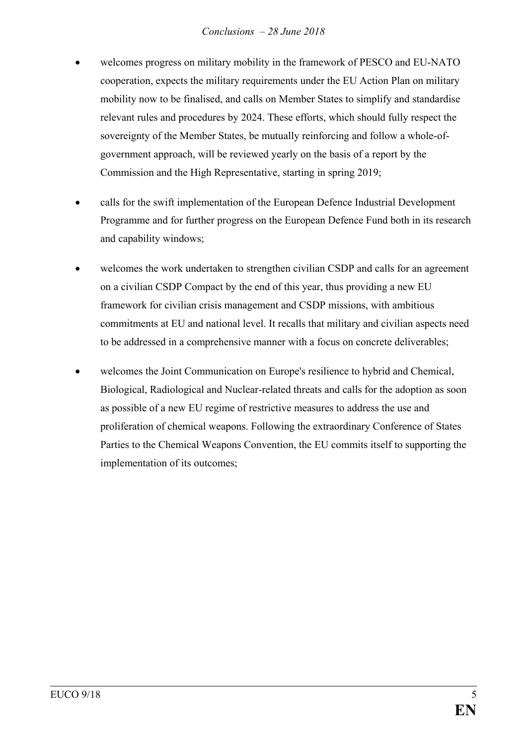- welcomes progress on military mobility in the framework of PESCO and EU-NATO cooperation, expects the military requirements under the EU Action Plan on military mobility now to be finalised, and calls on Member States to simplify and standardise relevant rules and procedures by 2024. These efforts, which should fully respect the sovereignty of the Member States, be mutually reinforcing and follow a whole-of-government approach, will be reviewed yearly on the basis of a report by the Commission and the High Representative, starting in spring 2019;

- calls for the swift implementation of the European Defence Industrial Development Programme and for further progress on the European Defence Fund both in its research and capability windows;

- welcomes the work undertaken to strengthen civilian CSDP and calls for an agreement on a civilian CSDP Compact by the end of this year, thus providing a new EU framework for civilian crisis management and CSDP missions, with ambitious commitments at EU and national level. It recalls that military and civilian aspects need to be addressed in a comprehensive manner with a focus on concrete deliverables;

- welcomes the Joint Communication on Europe's resilience to hybrid and Chemical, Biological, Radiological and Nuclear-related threats and calls for the adoption as soon as possible of a new EU regime of restrictive measures to address the use and proliferation of chemical weapons. Following the extraordinary Conference of States Parties to the Chemical Weapons Convention, the EU commits itself to supporting the implementation of its outcomes;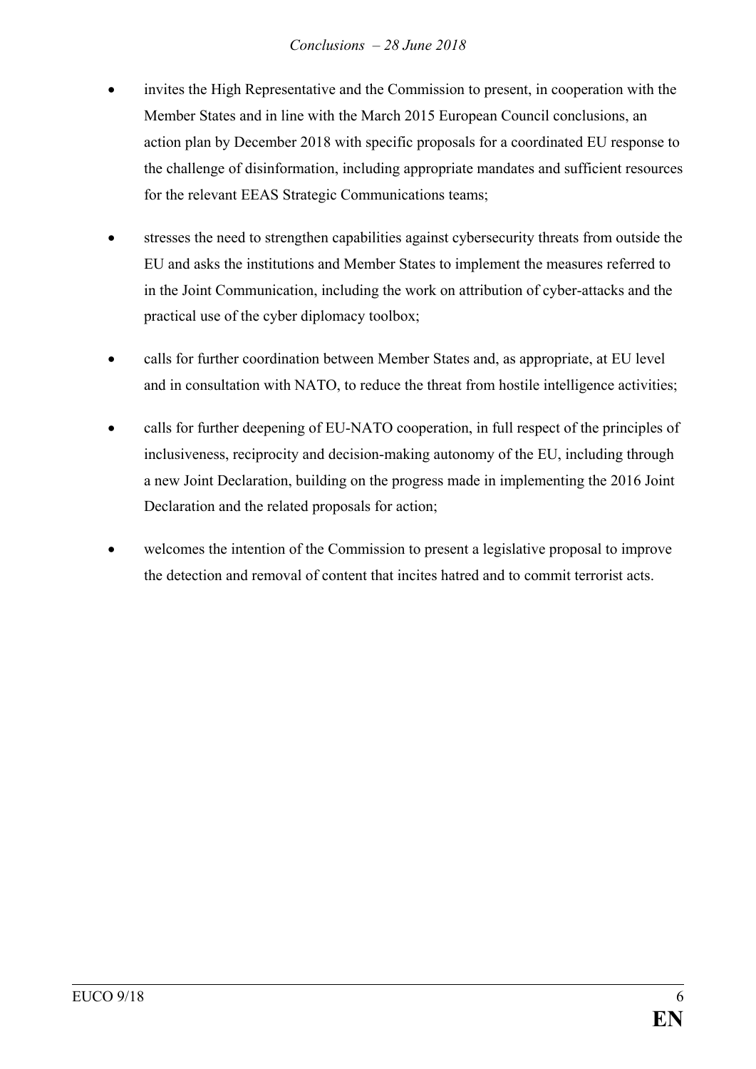- invites the High Representative and the Commission to present, in cooperation with the Member States and in line with the March 2015 European Council conclusions, an action plan by December 2018 with specific proposals for a coordinated EU response to the challenge of disinformation, including appropriate mandates and sufficient resources for the relevant EEAS Strategic Communications teams;

- stresses the need to strengthen capabilities against cybersecurity threats from outside the EU and asks the institutions and Member States to implement the measures referred to in the Joint Communication, including the work on attribution of cyber-attacks and the practical use of the cyber diplomacy toolbox;

- calls for further coordination between Member States and, as appropriate, at EU level and in consultation with NATO, to reduce the threat from hostile intelligence activities;

- calls for further deepening of EU-NATO cooperation, in full respect of the principles of inclusiveness, reciprocity and decision-making autonomy of the EU, including through a new Joint Declaration, building on the progress made in implementing the 2016 Joint Declaration and the related proposals for action;

- welcomes the intention of the Commission to present a legislative proposal to improve the detection and removal of content that incites hatred and to commit terrorist acts.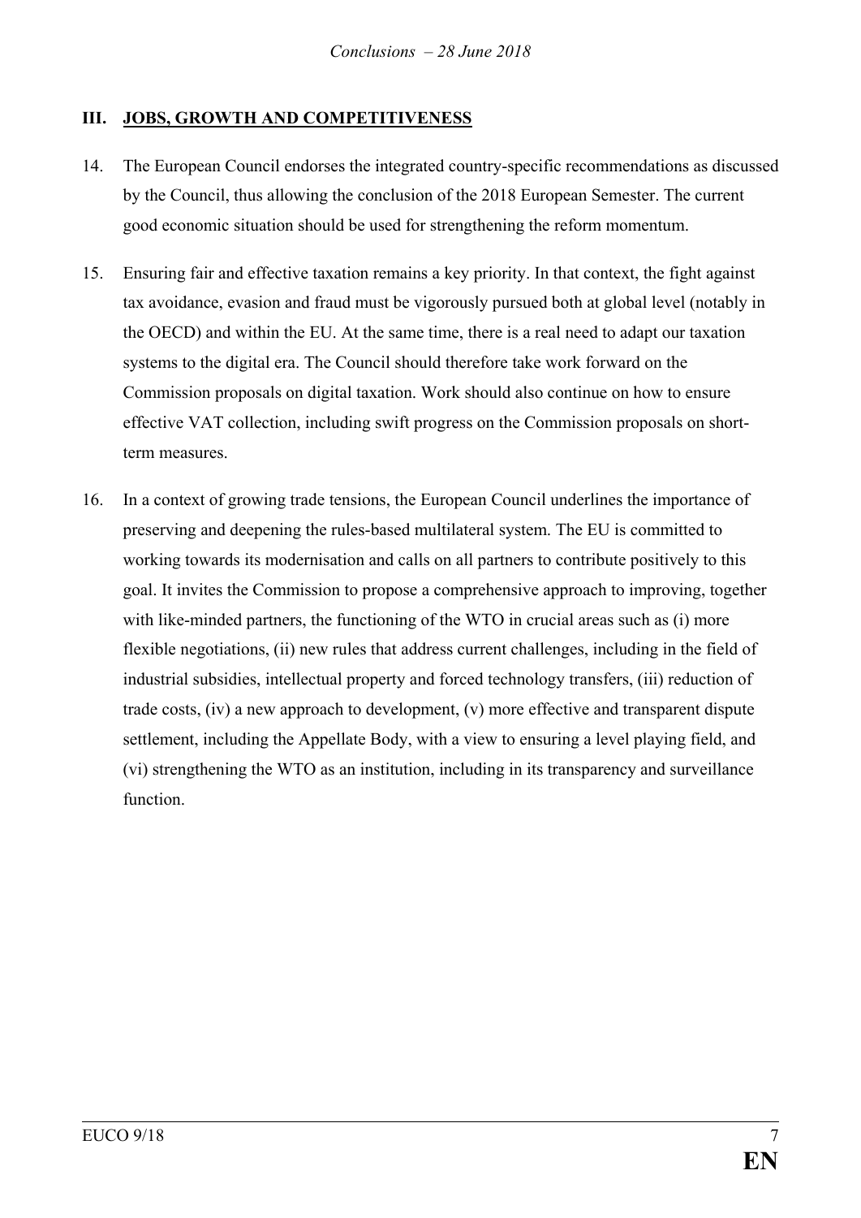## III. JOBS, GROWTH AND COMPETITIVENESS

14. The European Council endorses the integrated country-specific recommendations as discussed by the Council, thus allowing the conclusion of the 2018 European Semester. The current good economic situation should be used for strengthening the reform momentum.

15. Ensuring fair and effective taxation remains a key priority. In that context, the fight against tax avoidance, evasion and fraud must be vigorously pursued both at global level (notably in the OECD) and within the EU. At the same time, there is a real need to adapt our taxation systems to the digital era. The Council should therefore take work forward on the Commission proposals on digital taxation. Work should also continue on how to ensure effective VAT collection, including swift progress on the Commission proposals on short-term measures.

16. In a context of growing trade tensions, the European Council underlines the importance of preserving and deepening the rules-based multilateral system. The EU is committed to working towards its modernisation and calls on all partners to contribute positively to this goal. It invites the Commission to propose a comprehensive approach to improving, together with like-minded partners, the functioning of the WTO in crucial areas such as (i) more flexible negotiations, (ii) new rules that address current challenges, including in the field of industrial subsidies, intellectual property and forced technology transfers, (iii) reduction of trade costs, (iv) a new approach to development, (v) more effective and transparent dispute settlement, including the Appellate Body, with a view to ensuring a level playing field, and (vi) strengthening the WTO as an institution, including in its transparency and surveillance function.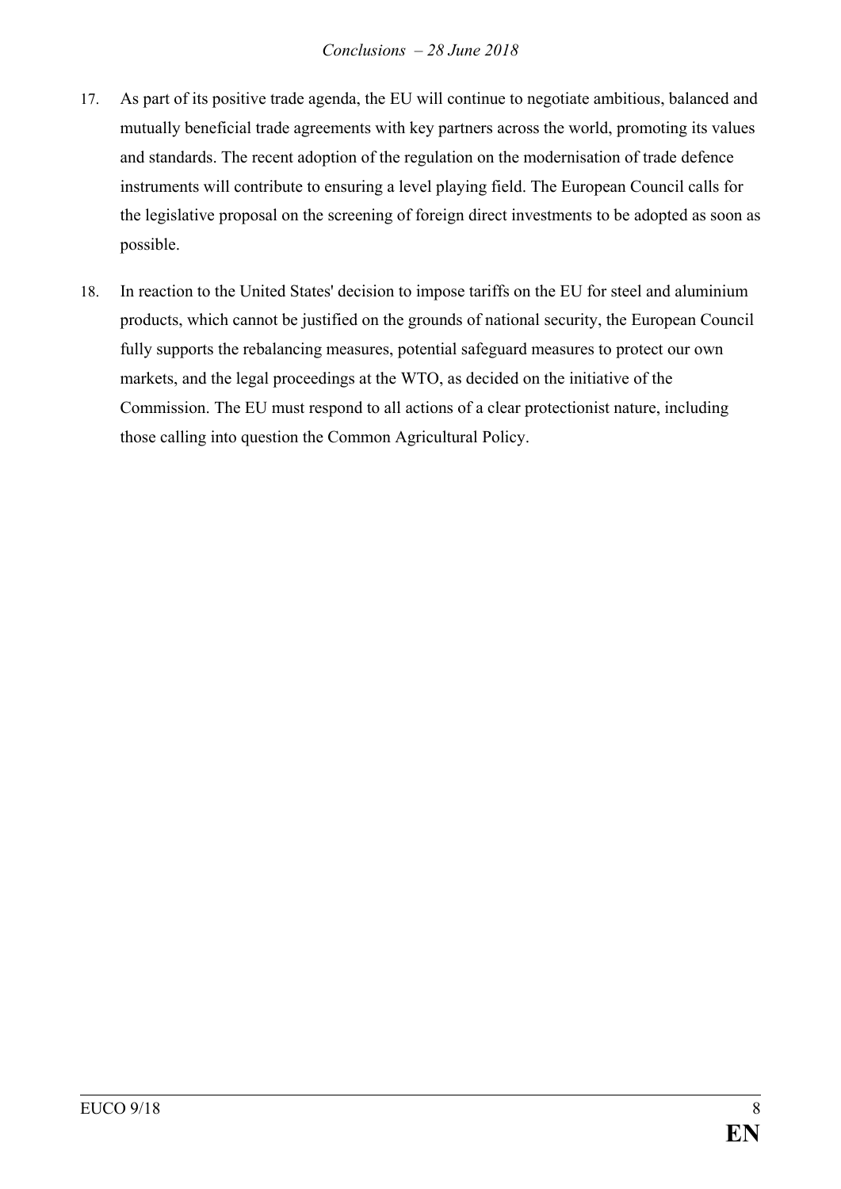17. As part of its positive trade agenda, the EU will continue to negotiate ambitious, balanced and mutually beneficial trade agreements with key partners across the world, promoting its values and standards. The recent adoption of the regulation on the modernisation of trade defence instruments will contribute to ensuring a level playing field. The European Council calls for the legislative proposal on the screening of foreign direct investments to be adopted as soon as possible.

18. In reaction to the United States' decision to impose tariffs on the EU for steel and aluminium products, which cannot be justified on the grounds of national security, the European Council fully supports the rebalancing measures, potential safeguard measures to protect our own markets, and the legal proceedings at the WTO, as decided on the initiative of the Commission. The EU must respond to all actions of a clear protectionist nature, including those calling into question the Common Agricultural Policy.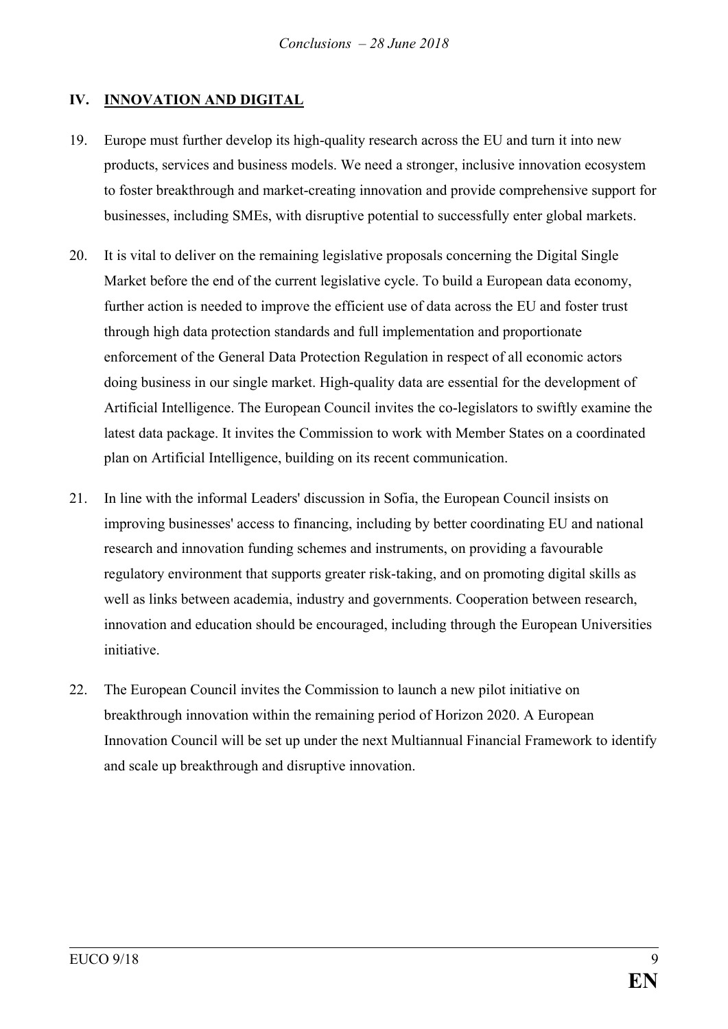## IV. INNOVATION AND DIGITAL

19. Europe must further develop its high-quality research across the EU and turn it into new products, services and business models. We need a stronger, inclusive innovation ecosystem to foster breakthrough and market-creating innovation and provide comprehensive support for businesses, including SMEs, with disruptive potential to successfully enter global markets.

20. It is vital to deliver on the remaining legislative proposals concerning the Digital Single Market before the end of the current legislative cycle. To build a European data economy, further action is needed to improve the efficient use of data across the EU and foster trust through high data protection standards and full implementation and proportionate enforcement of the General Data Protection Regulation in respect of all economic actors doing business in our single market. High-quality data are essential for the development of Artificial Intelligence. The European Council invites the co-legislators to swiftly examine the latest data package. It invites the Commission to work with Member States on a coordinated plan on Artificial Intelligence, building on its recent communication.

21. In line with the informal Leaders' discussion in Sofia, the European Council insists on improving businesses' access to financing, including by better coordinating EU and national research and innovation funding schemes and instruments, on providing a favourable regulatory environment that supports greater risk-taking, and on promoting digital skills as well as links between academia, industry and governments. Cooperation between research, innovation and education should be encouraged, including through the European Universities initiative.

22. The European Council invites the Commission to launch a new pilot initiative on breakthrough innovation within the remaining period of Horizon 2020. A European Innovation Council will be set up under the next Multiannual Financial Framework to identify and scale up breakthrough and disruptive innovation.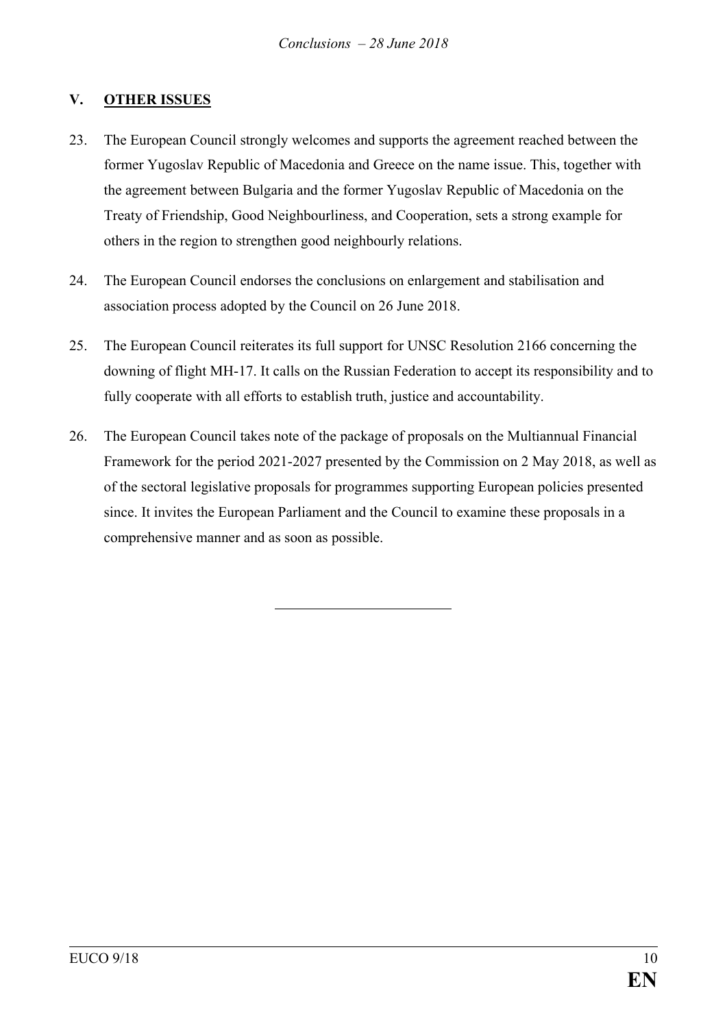## V. **OTHER ISSUES**

23. The European Council strongly welcomes and supports the agreement reached between the former Yugoslav Republic of Macedonia and Greece on the name issue. This, together with the agreement between Bulgaria and the former Yugoslav Republic of Macedonia on the Treaty of Friendship, Good Neighbourliness, and Cooperation, sets a strong example for others in the region to strengthen good neighbourly relations.

24. The European Council endorses the conclusions on enlargement and stabilisation and association process adopted by the Council on 26 June 2018.

25. The European Council reiterates its full support for UNSC Resolution 2166 concerning the downing of flight MH-17. It calls on the Russian Federation to accept its responsibility and to fully cooperate with all efforts to establish truth, justice and accountability.

26. The European Council takes note of the package of proposals on the Multiannual Financial Framework for the period 2021-2027 presented by the Commission on 2 May 2018, as well as of the sectoral legislative proposals for programmes supporting European policies presented since. It invites the European Parliament and the Council to examine these proposals in a comprehensive manner and as soon as possible.